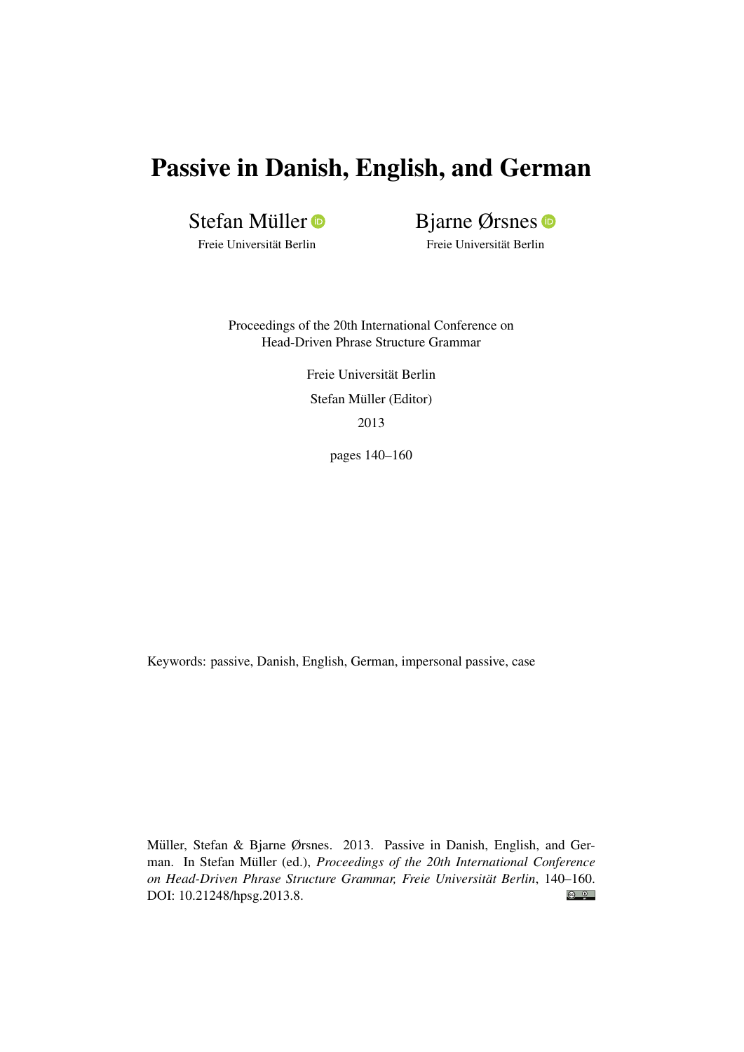# Passive in Danish, English, and German

Stefan Müller
Freie Universität Berlin

Bjarne Ørsnes
Freie Universität Berlin

Proceedings of the 20th International Conference on
Head-Driven Phrase Structure Grammar

Freie Universität Berlin

Stefan Müller (Editor)

2013

pages 140–160

Keywords: passive, Danish, English, German, impersonal passive, case

Müller, Stefan & Bjarne Ørsnes. 2013. Passive in Danish, English, and German. In Stefan Müller (ed.), *Proceedings of the 20th International Conference on Head-Driven Phrase Structure Grammar, Freie Universität Berlin*, 140–160. DOI: 10.21248/hpsg.2013.8.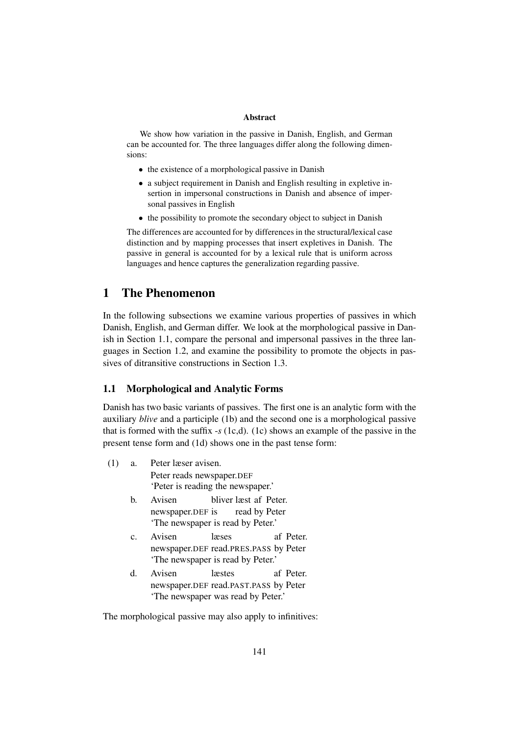**Abstract**

We show how variation in the passive in Danish, English, and German can be accounted for. The three languages differ along the following dimensions:

- the existence of a morphological passive in Danish
- a subject requirement in Danish and English resulting in expletive insertion in impersonal constructions in Danish and absence of impersonal passives in English
- the possibility to promote the secondary object to subject in Danish

The differences are accounted for by differences in the structural/lexical case distinction and by mapping processes that insert expletives in Danish. The passive in general is accounted for by a lexical rule that is uniform across languages and hence captures the generalization regarding passive.

# 1 The Phenomenon

In the following subsections we examine various properties of passives in which Danish, English, and German differ. We look at the morphological passive in Danish in Section 1.1, compare the personal and impersonal passives in the three languages in Section 1.2, and examine the possibility to promote the objects in passives of ditransitive constructions in Section 1.3.

## 1.1 Morphological and Analytic Forms

Danish has two basic variants of passives. The first one is an analytic form with the auxiliary *blive* and a participle (1b) and the second one is a morphological passive that is formed with the suffix *-s* (1c,d). (1c) shows an example of the passive in the present tense form and (1d) shows one in the past tense form:

(1) a. Peter læser avisen.
   Peter reads newspaper.DEF
   'Peter is reading the newspaper.'

   b. Avisen bliver læst af Peter.
   newspaper.DEF is read by Peter
   'The newspaper is read by Peter.'

   c. Avisen læses af Peter.
   newspaper.DEF read.PRES.PASS by Peter
   'The newspaper is read by Peter.'

   d. Avisen læstes af Peter.
   newspaper.DEF read.PAST.PASS by Peter
   'The newspaper was read by Peter.'

The morphological passive may also apply to infinitives: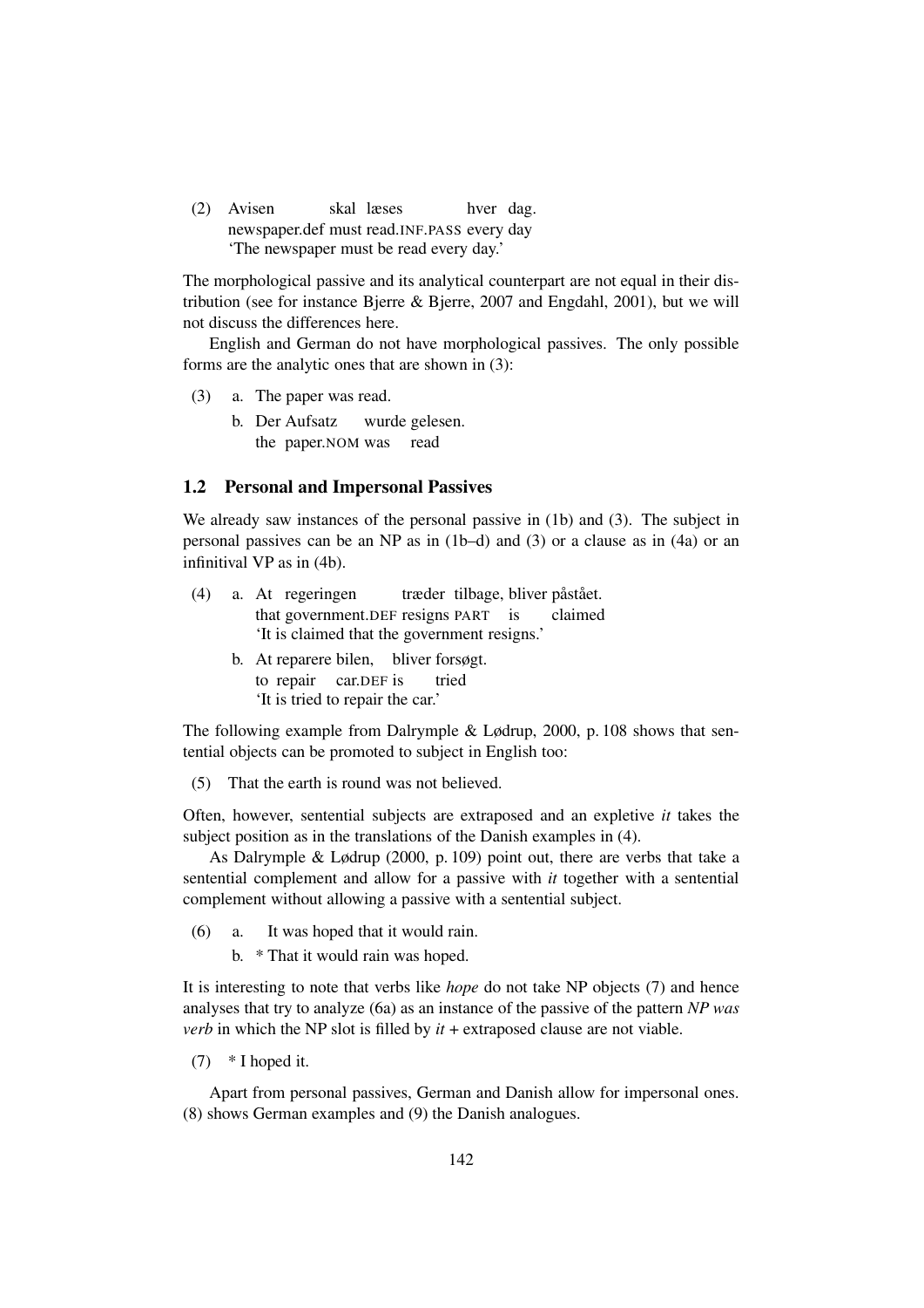(2) Avisen skal læses hver dag.
newspaper.def must read.INF.PASS every day
'The newspaper must be read every day.'

The morphological passive and its analytical counterpart are not equal in their distribution (see for instance Bjerre & Bjerre, 2007 and Engdahl, 2001), but we will not discuss the differences here.

English and German do not have morphological passives. The only possible forms are the analytic ones that are shown in (3):

(3) a. The paper was read.

b. Der Aufsatz wurde gelesen.
the paper.NOM was read

### 1.2 Personal and Impersonal Passives

We already saw instances of the personal passive in (1b) and (3). The subject in personal passives can be an NP as in (1b–d) and (3) or a clause as in (4a) or an infinitival VP as in (4b).

(4) a. At regeringen træder tilbage, bliver påstået.
that government.DEF resigns PART is claimed
'It is claimed that the government resigns.'

b. At reparere bilen, bliver forsøgt.
to repair car.DEF is tried
'It is tried to repair the car.'

The following example from Dalrymple & Lødrup, 2000, p. 108 shows that sentential objects can be promoted to subject in English too:

(5) That the earth is round was not believed.

Often, however, sentential subjects are extraposed and an expletive *it* takes the subject position as in the translations of the Danish examples in (4).

As Dalrymple & Lødrup (2000, p. 109) point out, there are verbs that take a sentential complement and allow for a passive with *it* together with a sentential complement without allowing a passive with a sentential subject.

(6) a. It was hoped that it would rain.

b. * That it would rain was hoped.

It is interesting to note that verbs like *hope* do not take NP objects (7) and hence analyses that try to analyze (6a) as an instance of the passive of the pattern *NP was verb* in which the NP slot is filled by *it* + extraposed clause are not viable.

(7) * I hoped it.

Apart from personal passives, German and Danish allow for impersonal ones. (8) shows German examples and (9) the Danish analogues.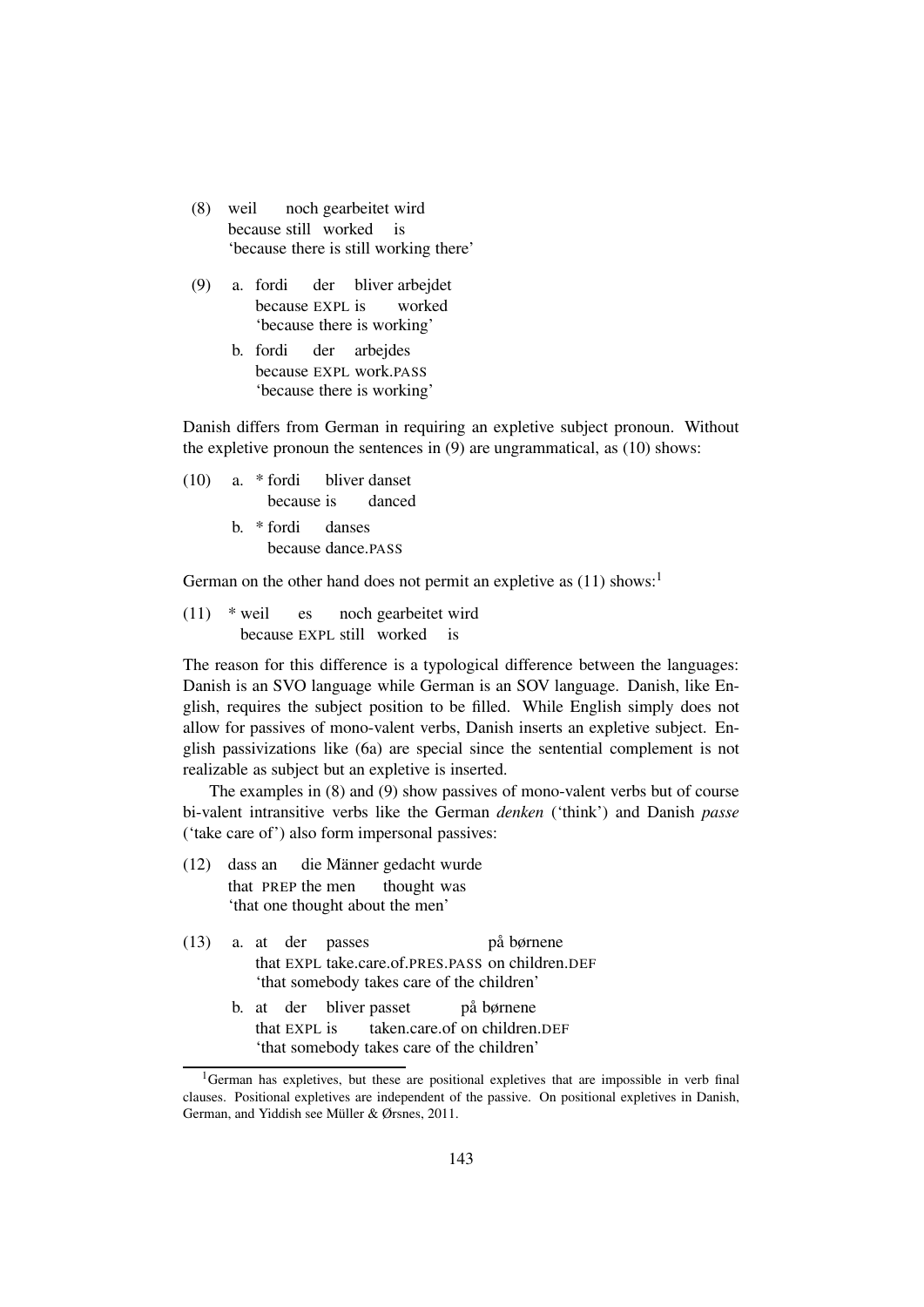(8) weil noch gearbeitet wird
    because still worked is
    'because there is still working there'

(9) a. fordi der bliver arbejdet
       because EXPL is worked
       'because there is working'

    b. fordi der arbejdes
       because EXPL work.PASS
       'because there is working'

Danish differs from German in requiring an expletive subject pronoun. Without the expletive pronoun the sentences in (9) are ungrammatical, as (10) shows:

(10) a. * fordi bliver danset
        because is danced

     b. * fordi danses
        because dance.PASS

German on the other hand does not permit an expletive as (11) shows:[1]

(11) * weil es noch gearbeitet wird
       because EXPL still worked is

The reason for this difference is a typological difference between the languages: Danish is an SVO language while German is an SOV language. Danish, like English, requires the subject position to be filled. While English simply does not allow for passives of mono-valent verbs, Danish inserts an expletive subject. English passivizations like (6a) are special since the sentential complement is not realizable as subject but an expletive is inserted.

The examples in (8) and (9) show passives of mono-valent verbs but of course bi-valent intransitive verbs like the German *denken* ('think') and Danish *passe* ('take care of') also form impersonal passives:

(12) dass an die Männer gedacht wurde
     that PREP the men thought was
     'that one thought about the men'

(13) a. at der passes på børnene
        that EXPL take.care.of.PRES.PASS on children.DEF
        'that somebody takes care of the children'

     b. at der bliver passet på børnene
        that EXPL is taken.care.of on children.DEF
        'that somebody takes care of the children'

[1] German has expletives, but these are positional expletives that are impossible in verb final clauses. Positional expletives are independent of the passive. On positional expletives in Danish, German, and Yiddish see Müller & Ørsnes, 2011.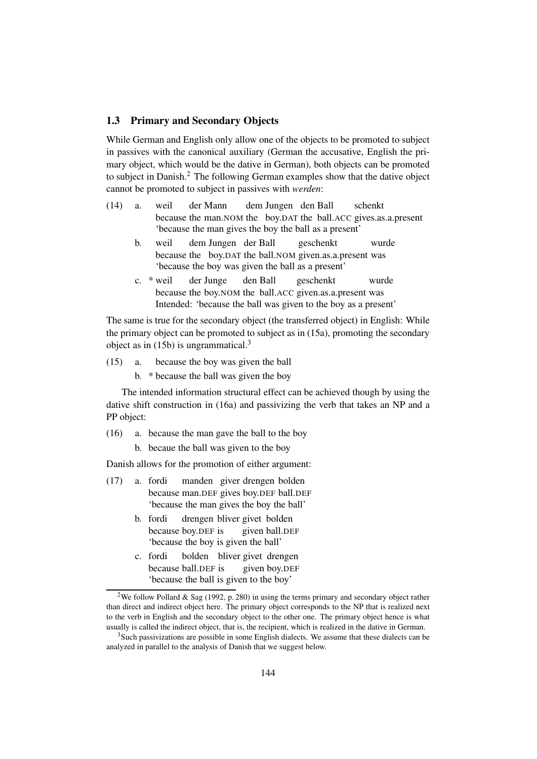### 1.3 Primary and Secondary Objects

While German and English only allow one of the objects to be promoted to subject in passives with the canonical auxiliary (German the accusative, English the primary object, which would be the dative in German), both objects can be promoted to subject in Danish.[2] The following German examples show that the dative object cannot be promoted to subject in passives with *werden*:

(14) a. weil der Mann dem Jungen den Ball schenkt
because the man.NOM the boy.DAT the ball.ACC gives.as.a.present
'because the man gives the boy the ball as a present'

b. weil dem Jungen der Ball geschenkt wurde
because the boy.DAT the ball.NOM given.as.a.present was
'because the boy was given the ball as a present'

c. * weil der Junge den Ball geschenkt wurde
because the boy.NOM the ball.ACC given.as.a.present was
Intended: 'because the ball was given to the boy as a present'

The same is true for the secondary object (the transferred object) in English: While the primary object can be promoted to subject as in (15a), promoting the secondary object as in (15b) is ungrammatical.[3]

(15) a. because the boy was given the ball

b. * because the ball was given the boy

The intended information structural effect can be achieved though by using the dative shift construction in (16a) and passivizing the verb that takes an NP and a PP object:

(16) a. because the man gave the ball to the boy

b. becaue the ball was given to the boy

Danish allows for the promotion of either argument:

(17) a. fordi manden giver drengen bolden
because man.DEF gives boy.DEF ball.DEF
'because the man gives the boy the ball'

b. fordi drengen bliver givet bolden
because boy.DEF is given ball.DEF
'because the boy is given the ball'

c. fordi bolden bliver givet drengen
because ball.DEF is given boy.DEF
'because the ball is given to the boy'

---

[2] We follow Pollard & Sag (1992, p. 280) in using the terms primary and secondary object rather than direct and indirect object here. The primary object corresponds to the NP that is realized next to the verb in English and the secondary object to the other one. The primary object hence is what usually is called the indirect object, that is, the recipient, which is realized in the dative in German.

[3] Such passivizations are possible in some English dialects. We assume that these dialects can be analyzed in parallel to the analysis of Danish that we suggest below.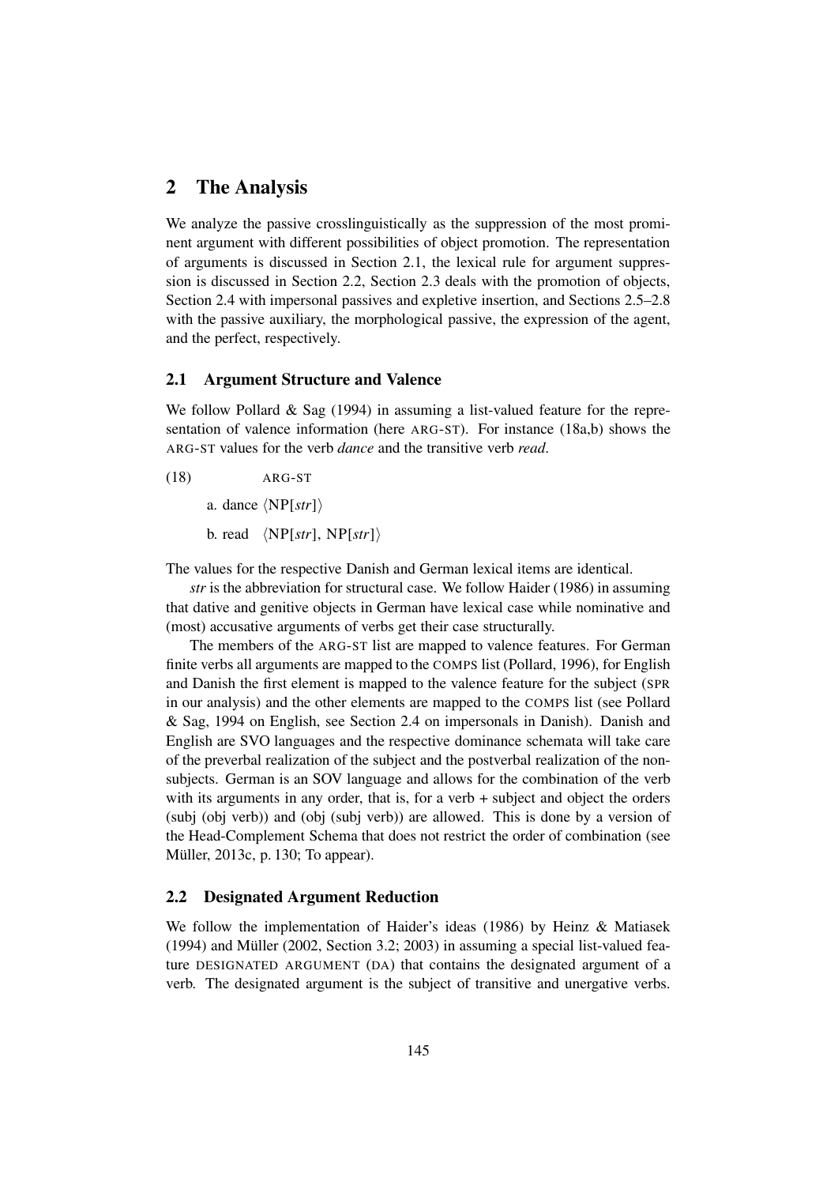## 2 The Analysis

We analyze the passive crosslinguistically as the suppression of the most prominent argument with different possibilities of object promotion. The representation of arguments is discussed in Section 2.1, the lexical rule for argument suppression is discussed in Section 2.2, Section 2.3 deals with the promotion of objects, Section 2.4 with impersonal passives and expletive insertion, and Sections 2.5–2.8 with the passive auxiliary, the morphological passive, the expression of the agent, and the perfect, respectively.

### 2.1 Argument Structure and Valence

We follow Pollard & Sag (1994) in assuming a list-valued feature for the representation of valence information (here ARG-ST). For instance (18a,b) shows the ARG-ST values for the verb *dance* and the transitive verb *read*.

(18) ARG-ST

a. dance ⟨NP[*str*]⟩

b. read ⟨NP[*str*], NP[*str*]⟩

The values for the respective Danish and German lexical items are identical.

*str* is the abbreviation for structural case. We follow Haider (1986) in assuming that dative and genitive objects in German have lexical case while nominative and (most) accusative arguments of verbs get their case structurally.

The members of the ARG-ST list are mapped to valence features. For German finite verbs all arguments are mapped to the COMPS list (Pollard, 1996), for English and Danish the first element is mapped to the valence feature for the subject (SPR in our analysis) and the other elements are mapped to the COMPS list (see Pollard & Sag, 1994 on English, see Section 2.4 on impersonals in Danish). Danish and English are SVO languages and the respective dominance schemata will take care of the preverbal realization of the subject and the postverbal realization of the non-subjects. German is an SOV language and allows for the combination of the verb with its arguments in any order, that is, for a verb + subject and object the orders (subj (obj verb)) and (obj (subj verb)) are allowed. This is done by a version of the Head-Complement Schema that does not restrict the order of combination (see Müller, 2013c, p. 130; To appear).

### 2.2 Designated Argument Reduction

We follow the implementation of Haider's ideas (1986) by Heinz & Matiasek (1994) and Müller (2002, Section 3.2; 2003) in assuming a special list-valued feature DESIGNATED ARGUMENT (DA) that contains the designated argument of a verb. The designated argument is the subject of transitive and unergative verbs.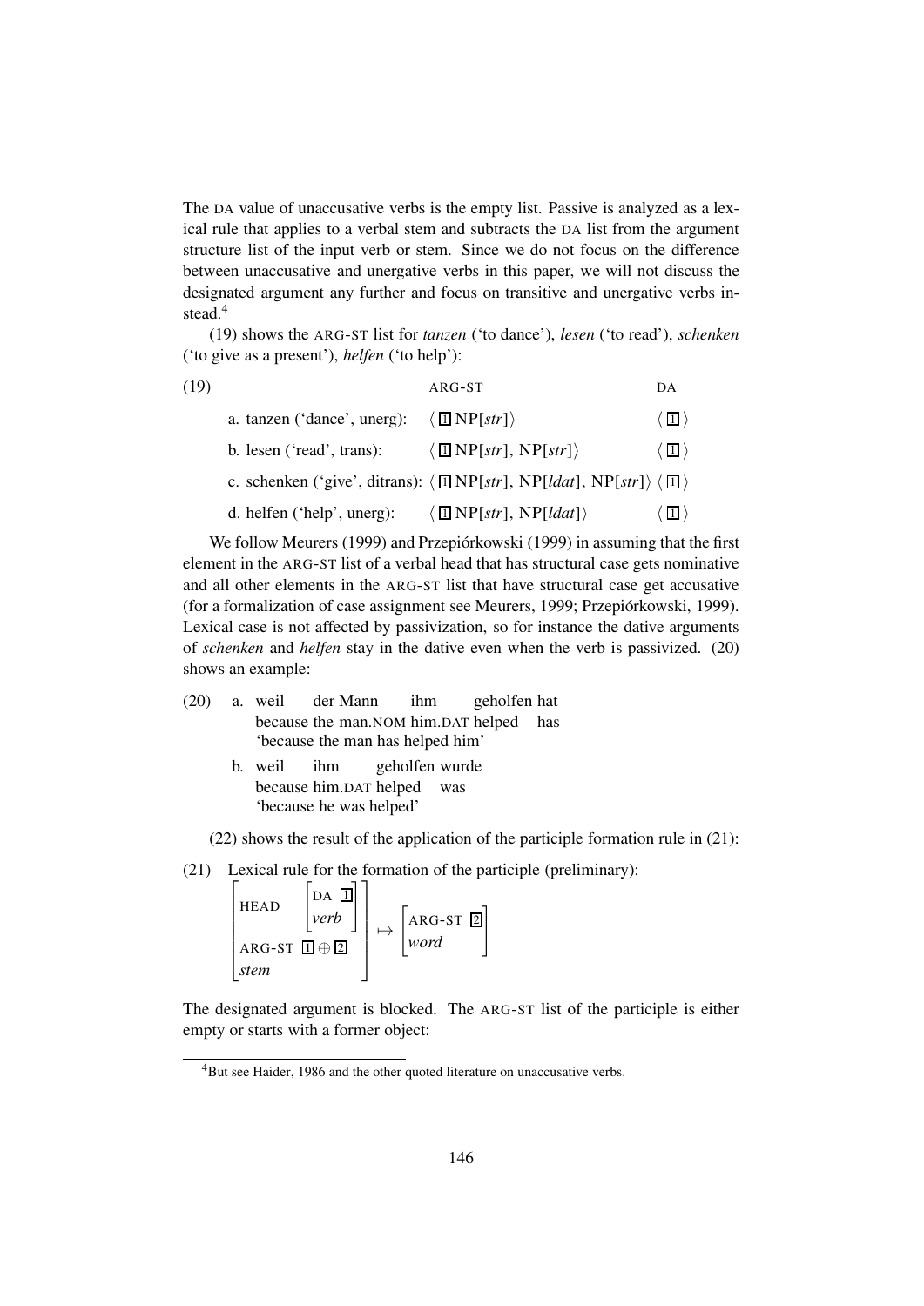The DA value of unaccusative verbs is the empty list. Passive is analyzed as a lexical rule that applies to a verbal stem and subtracts the DA list from the argument structure list of the input verb or stem. Since we do not focus on the difference between unaccusative and unergative verbs in this paper, we will not discuss the designated argument any further and focus on transitive and unergative verbs instead.[4]

(19) shows the ARG-ST list for *tanzen* ('to dance'), *lesen* ('to read'), *schenken* ('to give as a present'), *helfen* ('to help'):

(19)

| | ARG-ST | DA |
|---|---|---|
| a. tanzen ('dance', unerg): | ⟨ [1] NP[*str*]⟩ | ⟨ [1] ⟩ |
| b. lesen ('read', trans): | ⟨ [1] NP[*str*], NP[*str*]⟩ | ⟨ [1] ⟩ |
| c. schenken ('give', ditrans): | ⟨ [1] NP[*str*], NP[*ldat*], NP[*str*]⟩ | ⟨ [1] ⟩ |
| d. helfen ('help', unerg): | ⟨ [1] NP[*str*], NP[*ldat*]⟩ | ⟨ [1] ⟩ |

We follow Meurers (1999) and Przepiórkowski (1999) in assuming that the first element in the ARG-ST list of a verbal head that has structural case gets nominative and all other elements in the ARG-ST list that have structural case get accusative (for a formalization of case assignment see Meurers, 1999; Przepiórkowski, 1999). Lexical case is not affected by passivization, so for instance the dative arguments of *schenken* and *helfen* stay in the dative even when the verb is passivized. (20) shows an example:

(20) a. weil der Mann ihm geholfen hat
because the man.NOM him.DAT helped has
'because the man has helped him'

b. weil ihm geholfen wurde
because him.DAT helped was
'because he was helped'

(22) shows the result of the application of the participle formation rule in (21):

(21) Lexical rule for the formation of the participle (preliminary):

$$\begin{bmatrix} \text{HEAD} & \begin{bmatrix} \text{DA} & \boxed{1} \\ \textit{verb} & \end{bmatrix} \\ \text{ARG-ST} & \boxed{1} \oplus \boxed{2} \\ \textit{stem} & \end{bmatrix} \mapsto \begin{bmatrix} \text{ARG-ST} & \boxed{2} \\ \textit{word} & \end{bmatrix}$$

The designated argument is blocked. The ARG-ST list of the participle is either empty or starts with a former object:

[4] But see Haider, 1986 and the other quoted literature on unaccusative verbs.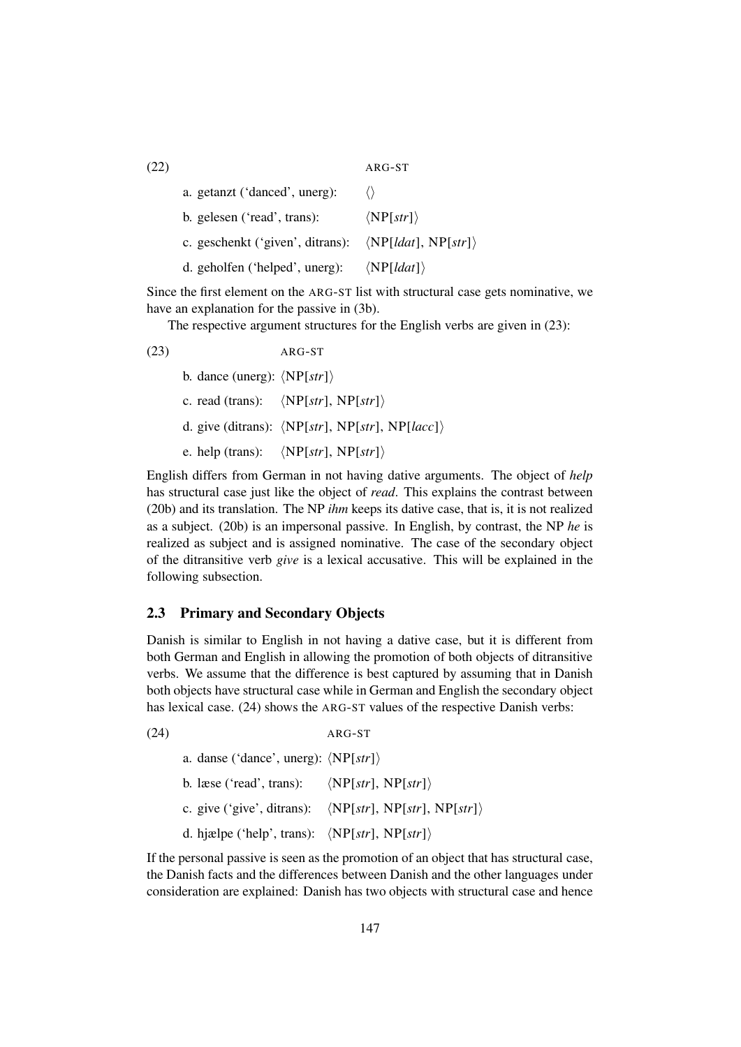(22)

| | ARG-ST |
|---|---|
| a. getanzt ('danced', unerg): | ⟨⟩ |
| b. gelesen ('read', trans): | ⟨NP[*str*]⟩ |
| c. geschenkt ('given', ditrans): | ⟨NP[*ldat*], NP[*str*]⟩ |
| d. geholfen ('helped', unerg): | ⟨NP[*ldat*]⟩ |

Since the first element on the ARG-ST list with structural case gets nominative, we have an explanation for the passive in (3b).

The respective argument structures for the English verbs are given in (23):

(23)

| | ARG-ST |
|---|---|
| b. dance (unerg): | ⟨NP[*str*]⟩ |
| c. read (trans): | ⟨NP[*str*], NP[*str*]⟩ |
| d. give (ditrans): | ⟨NP[*str*], NP[*str*], NP[*lacc*]⟩ |
| e. help (trans): | ⟨NP[*str*], NP[*str*]⟩ |

English differs from German in not having dative arguments. The object of *help* has structural case just like the object of *read*. This explains the contrast between (20b) and its translation. The NP *ihm* keeps its dative case, that is, it is not realized as a subject. (20b) is an impersonal passive. In English, by contrast, the NP *he* is realized as subject and is assigned nominative. The case of the secondary object of the ditransitive verb *give* is a lexical accusative. This will be explained in the following subsection.

## 2.3 Primary and Secondary Objects

Danish is similar to English in not having a dative case, but it is different from both German and English in allowing the promotion of both objects of ditransitive verbs. We assume that the difference is best captured by assuming that in Danish both objects have structural case while in German and English the secondary object has lexical case. (24) shows the ARG-ST values of the respective Danish verbs:

(24)

| | ARG-ST |
|---|---|
| a. danse ('dance', unerg): | ⟨NP[*str*]⟩ |
| b. læse ('read', trans): | ⟨NP[*str*], NP[*str*]⟩ |
| c. give ('give', ditrans): | ⟨NP[*str*], NP[*str*], NP[*str*]⟩ |
| d. hjælpe ('help', trans): | ⟨NP[*str*], NP[*str*]⟩ |

If the personal passive is seen as the promotion of an object that has structural case, the Danish facts and the differences between Danish and the other languages under consideration are explained: Danish has two objects with structural case and hence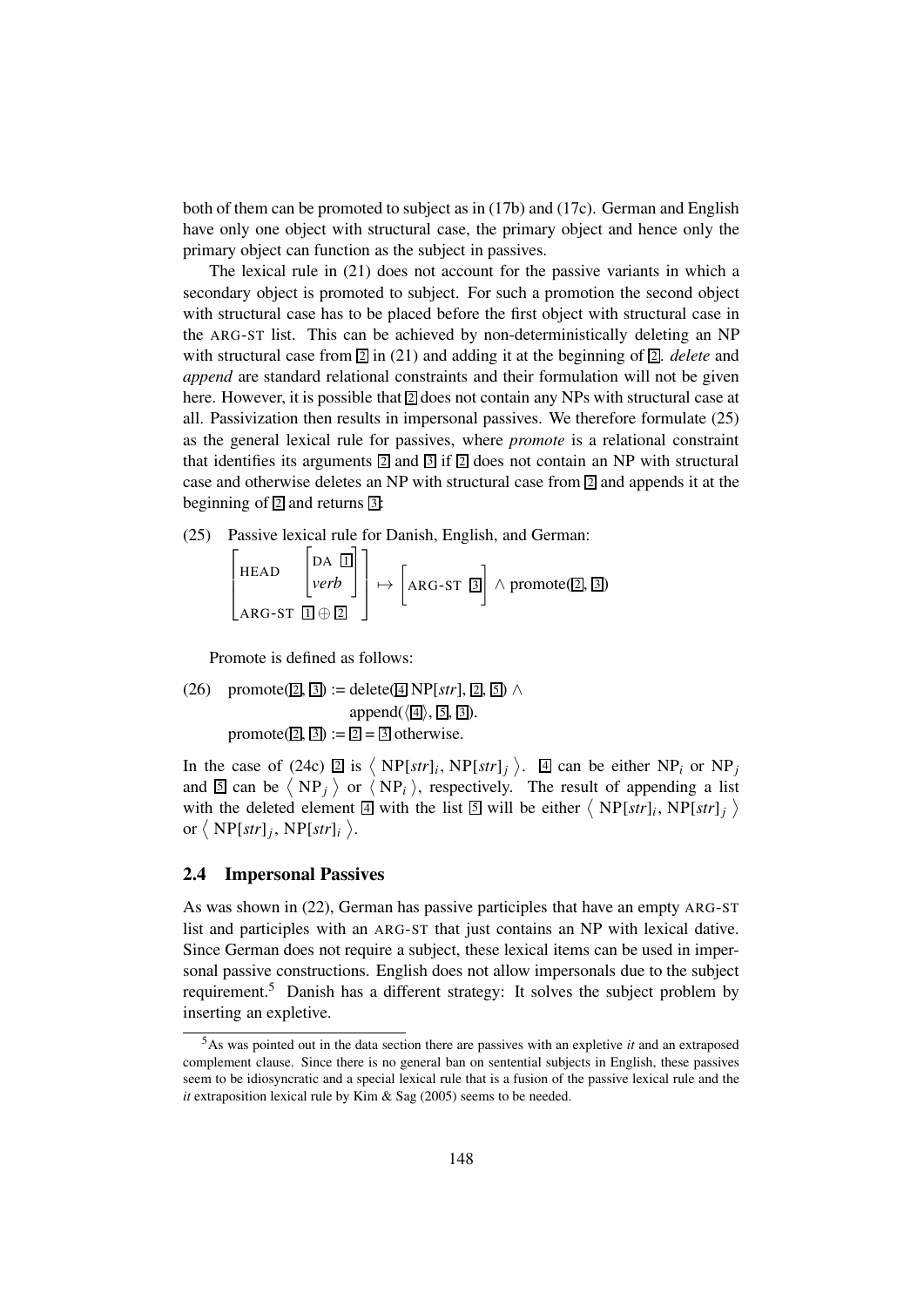both of them can be promoted to subject as in (17b) and (17c). German and English have only one object with structural case, the primary object and hence only the primary object can function as the subject in passives.

The lexical rule in (21) does not account for the passive variants in which a secondary object is promoted to subject. For such a promotion the second object with structural case has to be placed before the first object with structural case in the ARG-ST list. This can be achieved by non-deterministically deleting an NP with structural case from [2] in (21) and adding it at the beginning of [2]. *delete* and *append* are standard relational constraints and their formulation will not be given here. However, it is possible that [2] does not contain any NPs with structural case at all. Passivization then results in impersonal passives. We therefore formulate (25) as the general lexical rule for passives, where *promote* is a relational constraint that identifies its arguments [2] and [3] if [2] does not contain an NP with structural case and otherwise deletes an NP with structural case from [2] and appends it at the beginning of [2] and returns [3]:

(25) Passive lexical rule for Danish, English, and German:

$$\begin{bmatrix} \text{HEAD} & \begin{bmatrix} \text{DA} & \boxed{1} \\ \textit{verb} & \end{bmatrix} \\ \text{ARG-ST} & \boxed{1} \oplus \boxed{2} \end{bmatrix} \mapsto \begin{bmatrix} \text{ARG-ST} & \boxed{3} \end{bmatrix} \wedge \text{promote}(\boxed{2}, \boxed{3})$$

Promote is defined as follows:

(26) promote([2], [3]) := delete([4] NP[*str*], [2], [5]) ∧
append(⟨[4]⟩, [5], [3]).
promote([2], [3]) := [2] = [3] otherwise.

In the case of (24c) [2] is $\langle$ NP[*str*]$_i$, NP[*str*]$_j$ $\rangle$. [4] can be either NP$_i$ or NP$_j$ and [5] can be $\langle$ NP$_j$ $\rangle$ or $\langle$ NP$_i$ $\rangle$, respectively. The result of appending a list with the deleted element [4] with the list [5] will be either $\langle$ NP[*str*]$_i$, NP[*str*]$_j$ $\rangle$ or $\langle$ NP[*str*]$_j$, NP[*str*]$_i$ $\rangle$.

## 2.4 Impersonal Passives

As was shown in (22), German has passive participles that have an empty ARG-ST list and participles with an ARG-ST that just contains an NP with lexical dative. Since German does not require a subject, these lexical items can be used in impersonal passive constructions. English does not allow impersonals due to the subject requirement.[5] Danish has a different strategy: It solves the subject problem by inserting an expletive.

[5] As was pointed out in the data section there are passives with an expletive *it* and an extraposed complement clause. Since there is no general ban on sentential subjects in English, these passives seem to be idiosyncratic and a special lexical rule that is a fusion of the passive lexical rule and the *it* extraposition lexical rule by Kim & Sag (2005) seems to be needed.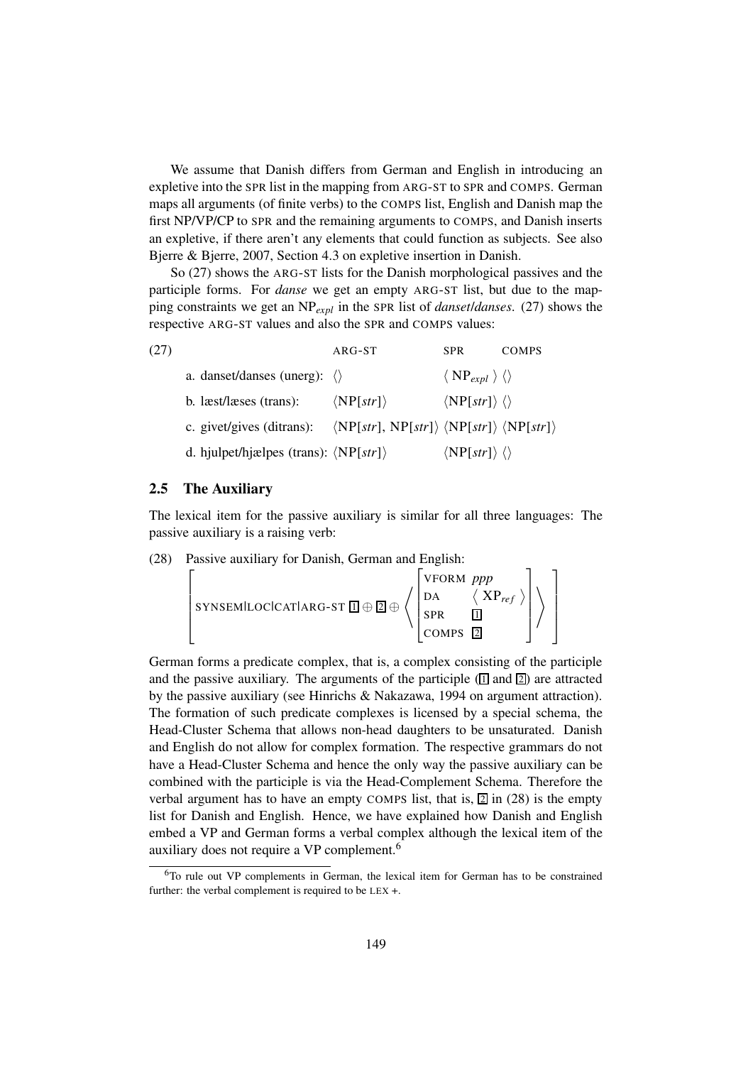We assume that Danish differs from German and English in introducing an expletive into the SPR list in the mapping from ARG-ST to SPR and COMPS. German maps all arguments (of finite verbs) to the COMPS list, English and Danish map the first NP/VP/CP to SPR and the remaining arguments to COMPS, and Danish inserts an expletive, if there aren't any elements that could function as subjects. See also Bjerre & Bjerre, 2007, Section 4.3 on expletive insertion in Danish.

So (27) shows the ARG-ST lists for the Danish morphological passives and the participle forms. For *danse* we get an empty ARG-ST list, but due to the mapping constraints we get an $\text{NP}_{expl}$ in the SPR list of *danset*/*danses*. (27) shows the respective ARG-ST values and also the SPR and COMPS values:

(27)

| | ARG-ST | SPR | COMPS |
|---|---|---|---|
| a. danset/danses (unerg): | ⟨⟩ | ⟨ $\text{NP}_{expl}$ ⟩ | ⟨⟩ |
| b. læst/læses (trans): | ⟨NP[*str*]⟩ | ⟨NP[*str*]⟩ | ⟨⟩ |
| c. givet/gives (ditrans): | ⟨NP[*str*], NP[*str*]⟩ | ⟨NP[*str*]⟩ | ⟨NP[*str*]⟩ |
| d. hjulpet/hjælpes (trans): | ⟨NP[*str*]⟩ | ⟨NP[*str*]⟩ | ⟨⟩ |

## 2.5 The Auxiliary

The lexical item for the passive auxiliary is similar for all three languages: The passive auxiliary is a raising verb:

(28) Passive auxiliary for Danish, German and English:

$$\left[\text{SYNSEM|LOC|CAT|ARG-ST } \boxed{1} \oplus \boxed{2} \oplus \left\langle \begin{bmatrix} \text{VFORM} & ppp \\ \text{DA} & \langle \text{XP}_{ref} \rangle \\ \text{SPR} & \boxed{1} \\ \text{COMPS} & \boxed{2} \end{bmatrix} \right\rangle \right]$$

German forms a predicate complex, that is, a complex consisting of the participle and the passive auxiliary. The arguments of the participle ($\boxed{1}$ and $\boxed{2}$) are attracted by the passive auxiliary (see Hinrichs & Nakazawa, 1994 on argument attraction). The formation of such predicate complexes is licensed by a special schema, the Head-Cluster Schema that allows non-head daughters to be unsaturated. Danish and English do not allow for complex formation. The respective grammars do not have a Head-Cluster Schema and hence the only way the passive auxiliary can be combined with the participle is via the Head-Complement Schema. Therefore the verbal argument has to have an empty COMPS list, that is, $\boxed{2}$ in (28) is the empty list for Danish and English. Hence, we have explained how Danish and English embed a VP and German forms a verbal complex although the lexical item of the auxiliary does not require a VP complement.[6]

[6]To rule out VP complements in German, the lexical item for German has to be constrained further: the verbal complement is required to be LEX +.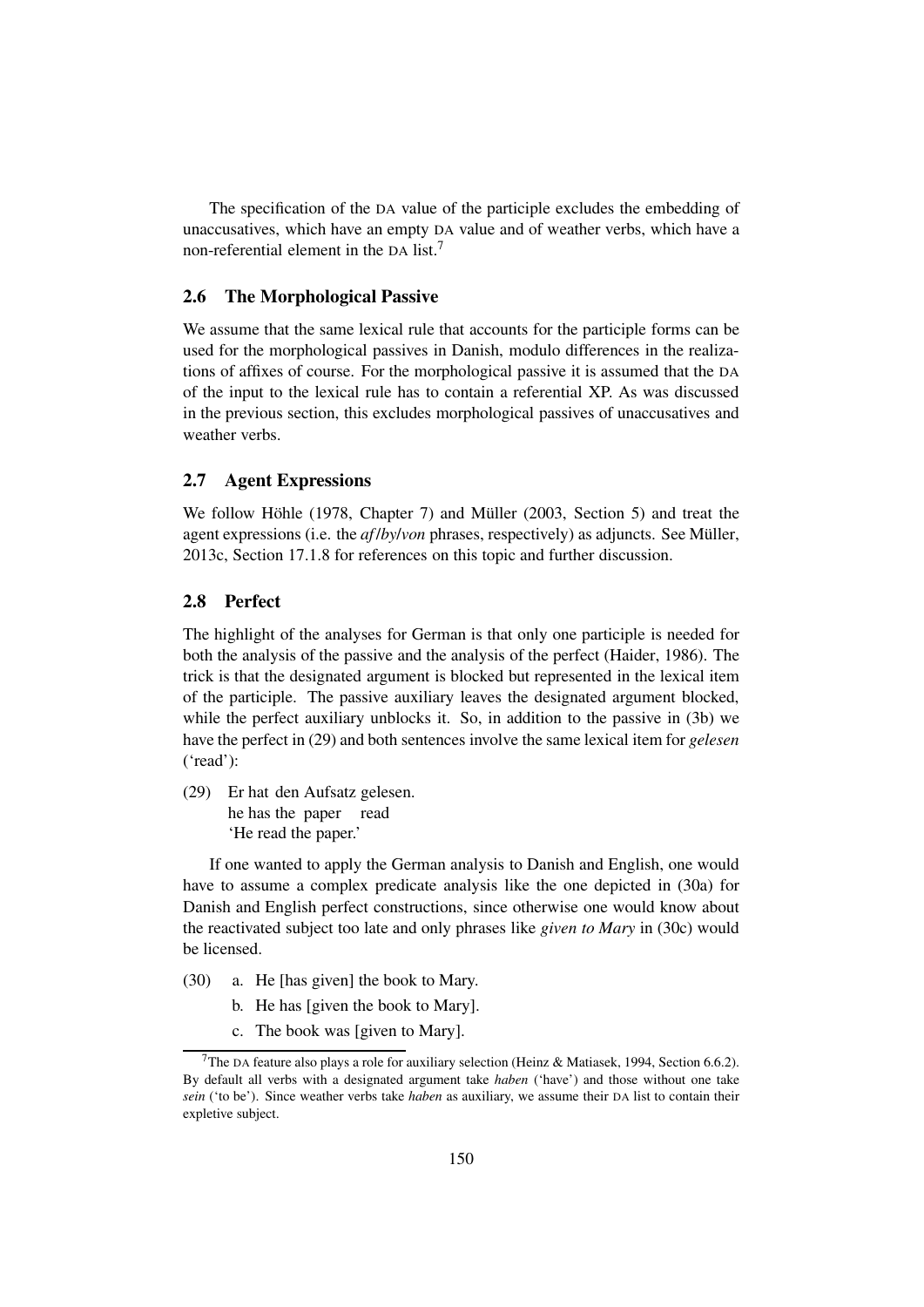The specification of the DA value of the participle excludes the embedding of unaccusatives, which have an empty DA value and of weather verbs, which have a non-referential element in the DA list.[7]

### 2.6 The Morphological Passive

We assume that the same lexical rule that accounts for the participle forms can be used for the morphological passives in Danish, modulo differences in the realizations of affixes of course. For the morphological passive it is assumed that the DA of the input to the lexical rule has to contain a referential XP. As was discussed in the previous section, this excludes morphological passives of unaccusatives and weather verbs.

### 2.7 Agent Expressions

We follow Höhle (1978, Chapter 7) and Müller (2003, Section 5) and treat the agent expressions (i.e. the *af*/*by*/*von* phrases, respectively) as adjuncts. See Müller, 2013c, Section 17.1.8 for references on this topic and further discussion.

### 2.8 Perfect

The highlight of the analyses for German is that only one participle is needed for both the analysis of the passive and the analysis of the perfect (Haider, 1986). The trick is that the designated argument is blocked but represented in the lexical item of the participle. The passive auxiliary leaves the designated argument blocked, while the perfect auxiliary unblocks it. So, in addition to the passive in (3b) we have the perfect in (29) and both sentences involve the same lexical item for *gelesen* ('read'):

(29) Er hat den Aufsatz gelesen.
 he has the paper read
 'He read the paper.'

If one wanted to apply the German analysis to Danish and English, one would have to assume a complex predicate analysis like the one depicted in (30a) for Danish and English perfect constructions, since otherwise one would know about the reactivated subject too late and only phrases like *given to Mary* in (30c) would be licensed.

(30) a. He [has given] the book to Mary.
 b. He has [given the book to Mary].
 c. The book was [given to Mary].

[7] The DA feature also plays a role for auxiliary selection (Heinz & Matiasek, 1994, Section 6.6.2). By default all verbs with a designated argument take *haben* ('have') and those without one take *sein* ('to be'). Since weather verbs take *haben* as auxiliary, we assume their DA list to contain their expletive subject.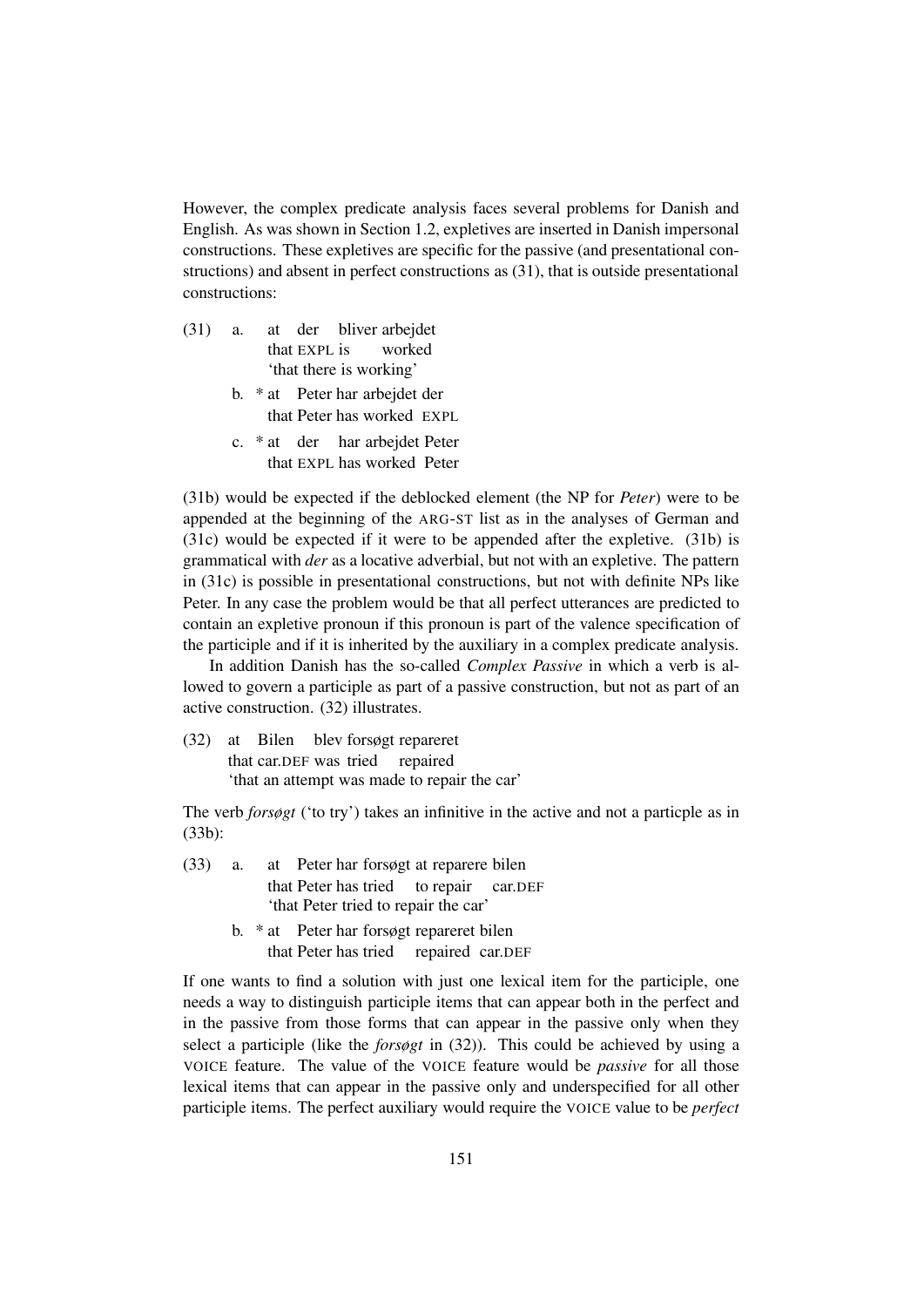However, the complex predicate analysis faces several problems for Danish and English. As was shown in Section 1.2, expletives are inserted in Danish impersonal constructions. These expletives are specific for the passive (and presentational constructions) and absent in perfect constructions as (31), that is outside presentational constructions:

(31) a. at der bliver arbejdet  
 that EXPL is worked  
 'that there is working'

b. * at Peter har arbejdet der  
 that Peter has worked EXPL

c. * at der har arbejdet Peter  
 that EXPL has worked Peter

(31b) would be expected if the deblocked element (the NP for *Peter*) were to be appended at the beginning of the ARG-ST list as in the analyses of German and (31c) would be expected if it were to be appended after the expletive. (31b) is grammatical with *der* as a locative adverbial, but not with an expletive. The pattern in (31c) is possible in presentational constructions, but not with definite NPs like Peter. In any case the problem would be that all perfect utterances are predicted to contain an expletive pronoun if this pronoun is part of the valence specification of the participle and if it is inherited by the auxiliary in a complex predicate analysis.

In addition Danish has the so-called *Complex Passive* in which a verb is allowed to govern a participle as part of a passive construction, but not as part of an active construction. (32) illustrates.

(32) at Bilen blev forsøgt repareret  
 that car.DEF was tried repaired  
 'that an attempt was made to repair the car'

The verb *forsøgt* ('to try') takes an infinitive in the active and not a particple as in (33b):

(33) a. at Peter har forsøgt at reparere bilen  
 that Peter has tried to repair car.DEF  
 'that Peter tried to repair the car'

b. * at Peter har forsøgt repareret bilen  
 that Peter has tried repaired car.DEF

If one wants to find a solution with just one lexical item for the participle, one needs a way to distinguish participle items that can appear both in the perfect and in the passive from those forms that can appear in the passive only when they select a participle (like the *forsøgt* in (32)). This could be achieved by using a VOICE feature. The value of the VOICE feature would be *passive* for all those lexical items that can appear in the passive only and underspecified for all other participle items. The perfect auxiliary would require the VOICE value to be *perfect*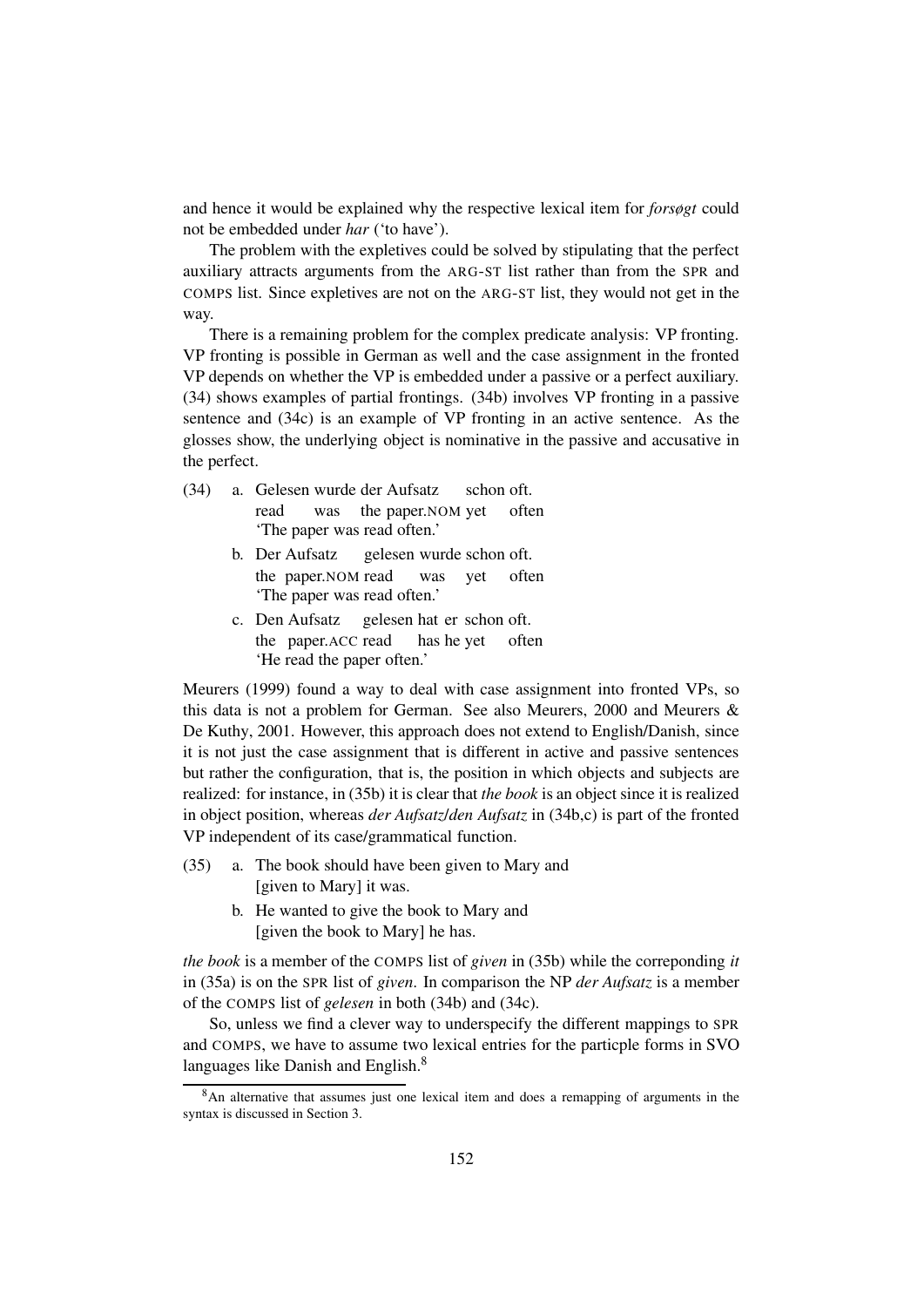and hence it would be explained why the respective lexical item for *forsøgt* could not be embedded under *har* ('to have').

The problem with the expletives could be solved by stipulating that the perfect auxiliary attracts arguments from the ARG-ST list rather than from the SPR and COMPS list. Since expletives are not on the ARG-ST list, they would not get in the way.

There is a remaining problem for the complex predicate analysis: VP fronting. VP fronting is possible in German as well and the case assignment in the fronted VP depends on whether the VP is embedded under a passive or a perfect auxiliary. (34) shows examples of partial frontings. (34b) involves VP fronting in a passive sentence and (34c) is an example of VP fronting in an active sentence. As the glosses show, the underlying object is nominative in the passive and accusative in the perfect.

(34)
 a. Gelesen wurde der Aufsatz schon oft.
    read was the paper.NOM yet often
    'The paper was read often.'
 b. Der Aufsatz gelesen wurde schon oft.
    the paper.NOM read was yet often
    'The paper was read often.'
 c. Den Aufsatz gelesen hat er schon oft.
    the paper.ACC read has he yet often
    'He read the paper often.'

Meurers (1999) found a way to deal with case assignment into fronted VPs, so this data is not a problem for German. See also Meurers, 2000 and Meurers & De Kuthy, 2001. However, this approach does not extend to English/Danish, since it is not just the case assignment that is different in active and passive sentences but rather the configuration, that is, the position in which objects and subjects are realized: for instance, in (35b) it is clear that *the book* is an object since it is realized in object position, whereas *der Aufsatz/den Aufsatz* in (34b,c) is part of the fronted VP independent of its case/grammatical function.

(35)
 a. The book should have been given to Mary and
    [given to Mary] it was.
 b. He wanted to give the book to Mary and
    [given the book to Mary] he has.

*the book* is a member of the COMPS list of *given* in (35b) while the correponding *it* in (35a) is on the SPR list of *given*. In comparison the NP *der Aufsatz* is a member of the COMPS list of *gelesen* in both (34b) and (34c).

So, unless we find a clever way to underspecify the different mappings to SPR and COMPS, we have to assume two lexical entries for the particple forms in SVO languages like Danish and English.[8]

[8] An alternative that assumes just one lexical item and does a remapping of arguments in the syntax is discussed in Section 3.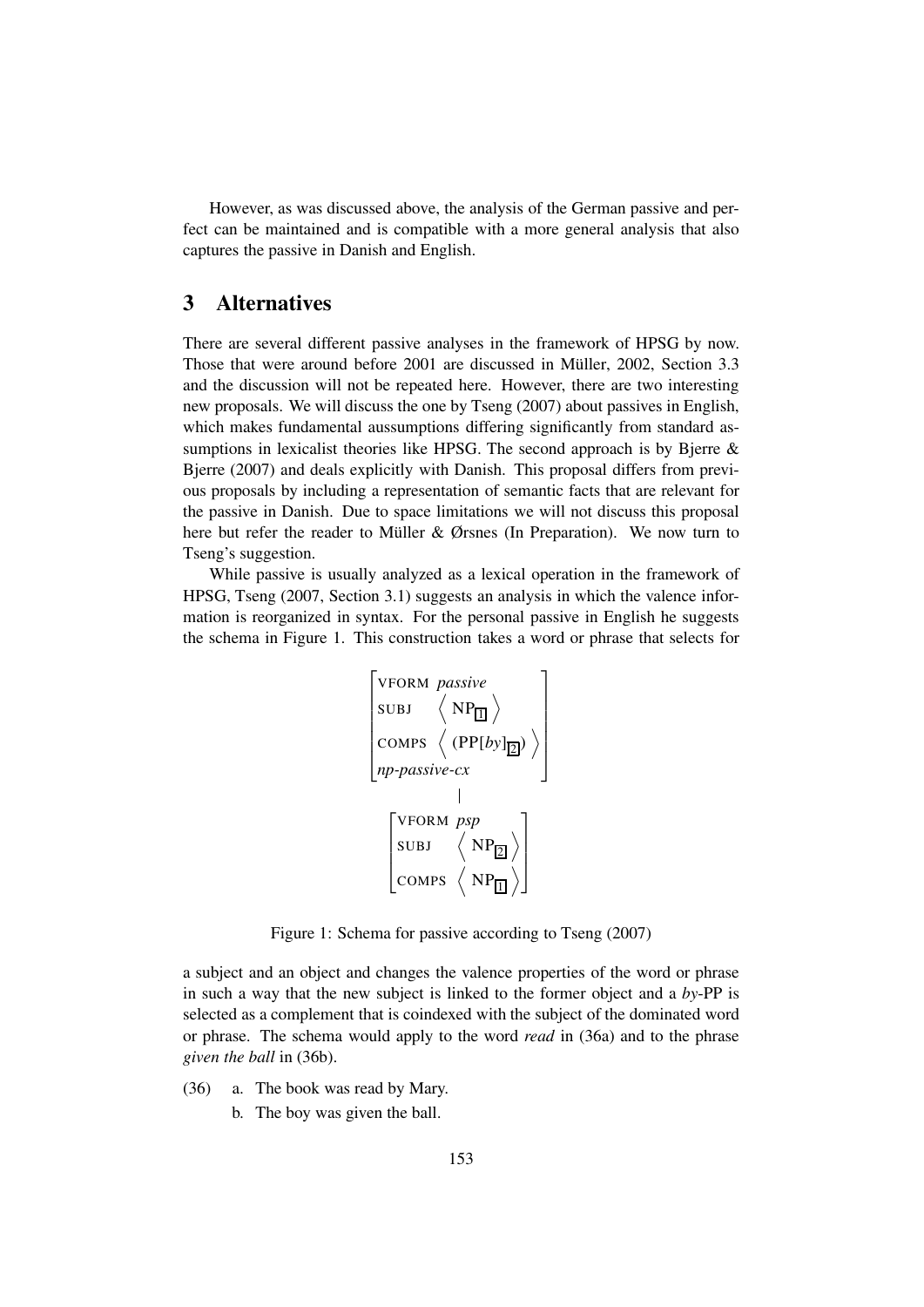However, as was discussed above, the analysis of the German passive and perfect can be maintained and is compatible with a more general analysis that also captures the passive in Danish and English.

## 3 Alternatives

There are several different passive analyses in the framework of HPSG by now. Those that were around before 2001 are discussed in Müller, 2002, Section 3.3 and the discussion will not be repeated here. However, there are two interesting new proposals. We will discuss the one by Tseng (2007) about passives in English, which makes fundamental aussumptions differing significantly from standard assumptions in lexicalist theories like HPSG. The second approach is by Bjerre & Bjerre (2007) and deals explicitly with Danish. This proposal differs from previous proposals by including a representation of semantic facts that are relevant for the passive in Danish. Due to space limitations we will not discuss this proposal here but refer the reader to Müller & Ørsnes (In Preparation). We now turn to Tseng's suggestion.

While passive is usually analyzed as a lexical operation in the framework of HPSG, Tseng (2007, Section 3.1) suggests an analysis in which the valence information is reorganized in syntax. For the personal passive in English he suggests the schema in Figure 1. This construction takes a word or phrase that selects for

$$
\begin{bmatrix}
\text{VFORM} & \textit{passive} \\
\text{SUBJ} & \left\langle \text{NP}_{\boxed{1}} \right\rangle \\
\text{COMPS} & \left\langle (\text{PP}[\textit{by}]_{\boxed{2}}) \right\rangle \\
\textit{np-passive-cx} &
\end{bmatrix}
$$
$$
|
$$
$$
\begin{bmatrix}
\text{VFORM} & \textit{psp} \\
\text{SUBJ} & \left\langle \text{NP}_{\boxed{2}} \right\rangle \\
\text{COMPS} & \left\langle \text{NP}_{\boxed{1}} \right\rangle
\end{bmatrix}
$$

Figure 1: Schema for passive according to Tseng (2007)

a subject and an object and changes the valence properties of the word or phrase in such a way that the new subject is linked to the former object and a *by*-PP is selected as a complement that is coindexed with the subject of the dominated word or phrase. The schema would apply to the word *read* in (36a) and to the phrase *given the ball* in (36b).

(36) a. The book was read by Mary.
 b. The boy was given the ball.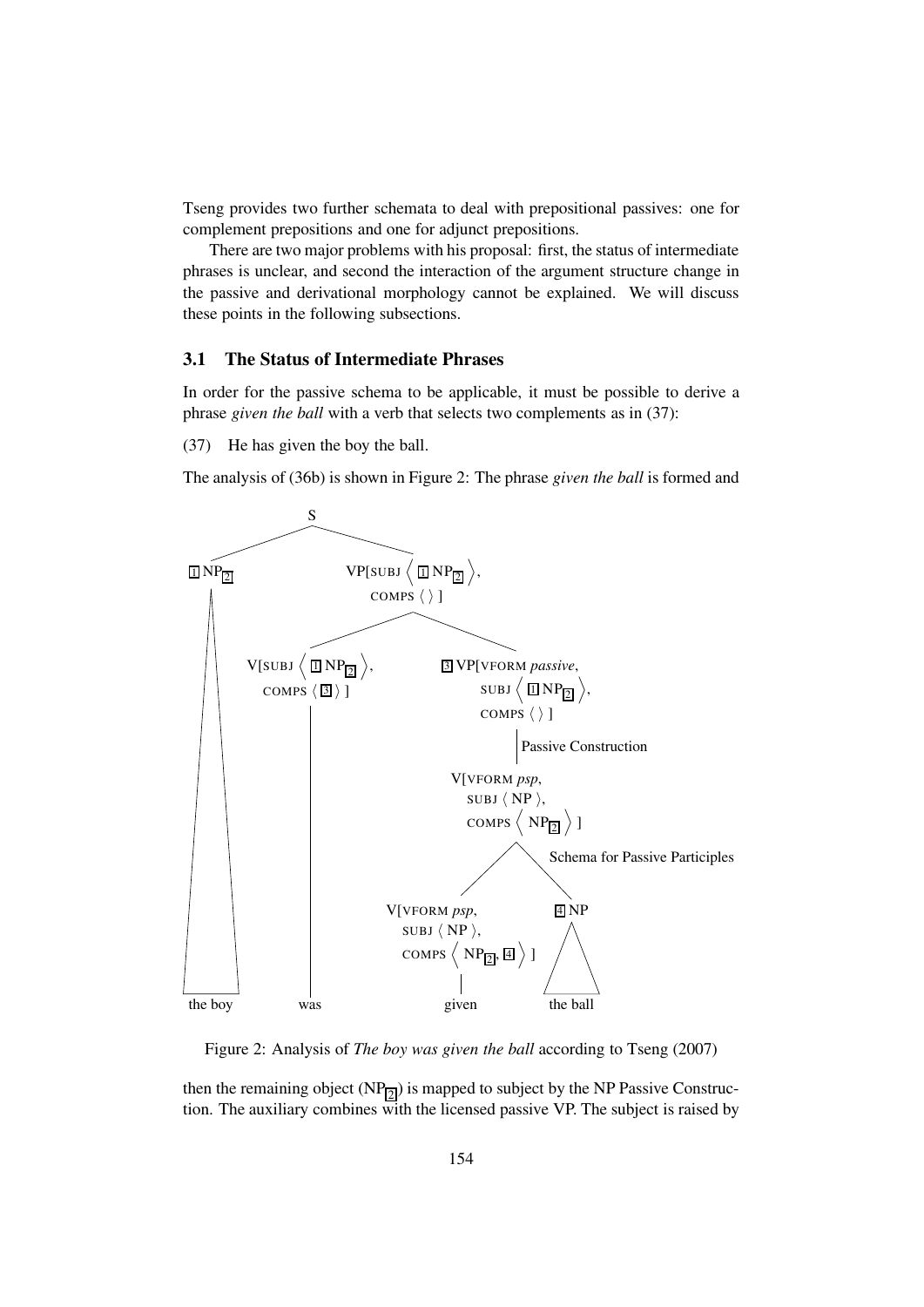Tseng provides two further schemata to deal with prepositional passives: one for complement prepositions and one for adjunct prepositions.

There are two major problems with his proposal: first, the status of intermediate phrases is unclear, and second the interaction of the argument structure change in the passive and derivational morphology cannot be explained. We will discuss these points in the following subsections.

### 3.1 The Status of Intermediate Phrases

In order for the passive schema to be applicable, it must be possible to derive a phrase *given the ball* with a verb that selects two complements as in (37):

(37) He has given the boy the ball.

The analysis of (36b) is shown in Figure 2: The phrase *given the ball* is formed and

Figure 2: Analysis of *The boy was given the ball* according to Tseng (2007)

then the remaining object ($NP_{\boxed{2}}$) is mapped to subject by the NP Passive Construction. The auxiliary combines with the licensed passive VP. The subject is raised by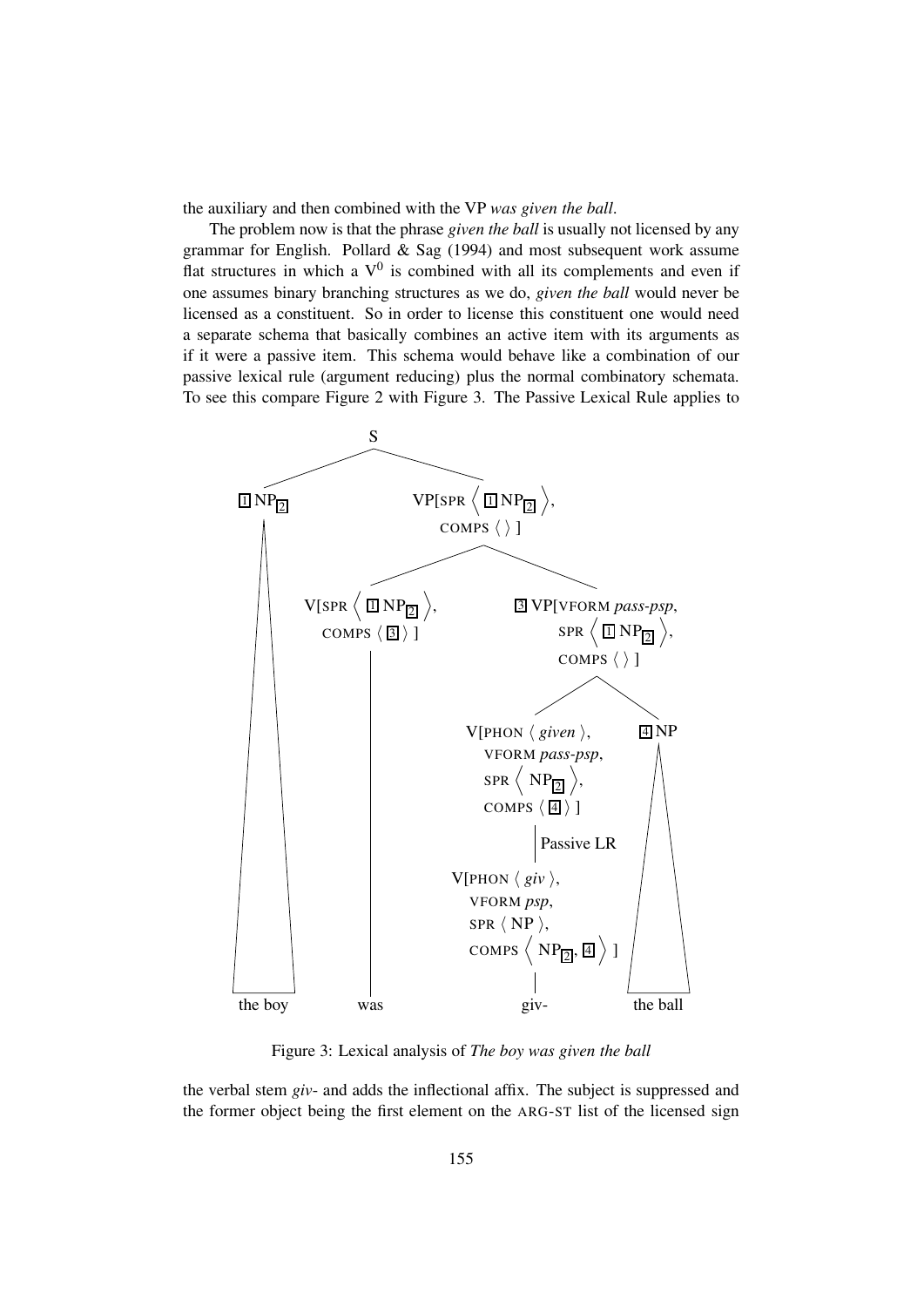the auxiliary and then combined with the VP *was given the ball*.

The problem now is that the phrase *given the ball* is usually not licensed by any grammar for English. Pollard & Sag (1994) and most subsequent work assume flat structures in which a $V^0$ is combined with all its complements and even if one assumes binary branching structures as we do, *given the ball* would never be licensed as a constituent. So in order to license this constituent one would need a separate schema that basically combines an active item with its arguments as if it were a passive item. This schema would behave like a combination of our passive lexical rule (argument reducing) plus the normal combinatory schemata. To see this compare Figure 2 with Figure 3. The Passive Lexical Rule applies to

```
S
├── [1] NP[2]
│     the boy
└── VP[SPR ⟨ [1] NP[2] ⟩, COMPS ⟨ ⟩ ]
      ├── V[SPR ⟨ [1] NP[2] ⟩, COMPS ⟨ [3] ⟩ ]
      │     was
      └── [3] VP[VFORM pass-psp, SPR ⟨ [1] NP[2] ⟩, COMPS ⟨ ⟩ ]
            ├── V[PHON ⟨ given ⟩, VFORM pass-psp, SPR ⟨ NP[2] ⟩, COMPS ⟨ [4] ⟩ ]
            │     | Passive LR
            │   V[PHON ⟨ giv ⟩, VFORM psp, SPR ⟨ NP ⟩, COMPS ⟨ NP[2], [4] ⟩ ]
            │     giv-
            └── [4] NP
                  the ball
```

Figure 3: Lexical analysis of *The boy was given the ball*

the verbal stem *giv-* and adds the inflectional affix. The subject is suppressed and the former object being the first element on the ARG-ST list of the licensed sign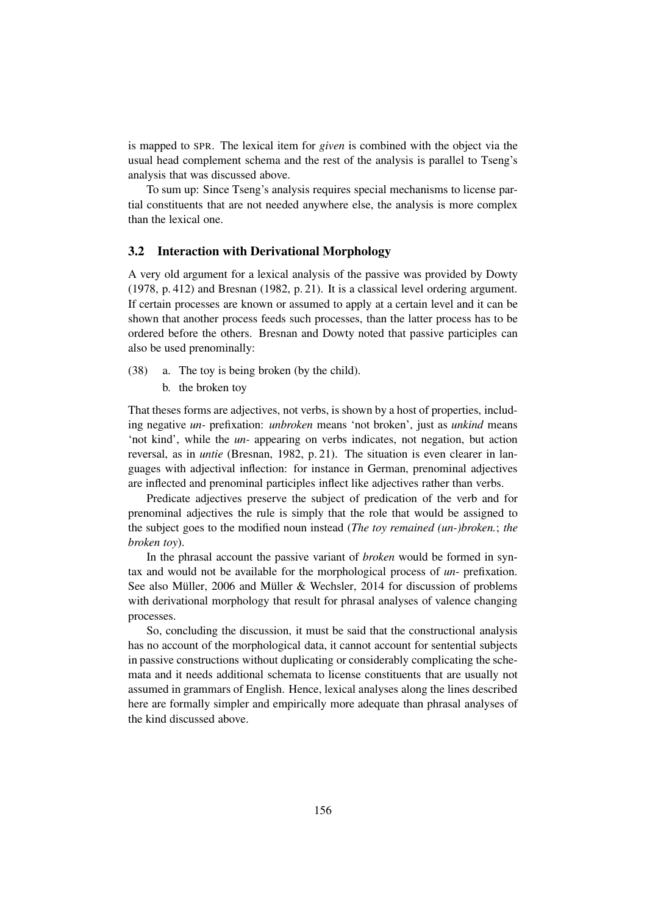is mapped to SPR. The lexical item for *given* is combined with the object via the usual head complement schema and the rest of the analysis is parallel to Tseng's analysis that was discussed above.

To sum up: Since Tseng's analysis requires special mechanisms to license partial constituents that are not needed anywhere else, the analysis is more complex than the lexical one.

### 3.2 Interaction with Derivational Morphology

A very old argument for a lexical analysis of the passive was provided by Dowty (1978, p. 412) and Bresnan (1982, p. 21). It is a classical level ordering argument. If certain processes are known or assumed to apply at a certain level and it can be shown that another process feeds such processes, than the latter process has to be ordered before the others. Bresnan and Dowty noted that passive participles can also be used prenominally:

(38) a. The toy is being broken (by the child).

b. the broken toy

That theses forms are adjectives, not verbs, is shown by a host of properties, including negative *un-* prefixation: *unbroken* means 'not broken', just as *unkind* means 'not kind', while the *un-* appearing on verbs indicates, not negation, but action reversal, as in *untie* (Bresnan, 1982, p. 21). The situation is even clearer in languages with adjectival inflection: for instance in German, prenominal adjectives are inflected and prenominal participles inflect like adjectives rather than verbs.

Predicate adjectives preserve the subject of predication of the verb and for prenominal adjectives the rule is simply that the role that would be assigned to the subject goes to the modified noun instead (*The toy remained (un-)broken.*; *the broken toy*).

In the phrasal account the passive variant of *broken* would be formed in syntax and would not be available for the morphological process of *un-* prefixation. See also Müller, 2006 and Müller & Wechsler, 2014 for discussion of problems with derivational morphology that result for phrasal analyses of valence changing processes.

So, concluding the discussion, it must be said that the constructional analysis has no account of the morphological data, it cannot account for sentential subjects in passive constructions without duplicating or considerably complicating the schemata and it needs additional schemata to license constituents that are usually not assumed in grammars of English. Hence, lexical analyses along the lines described here are formally simpler and empirically more adequate than phrasal analyses of the kind discussed above.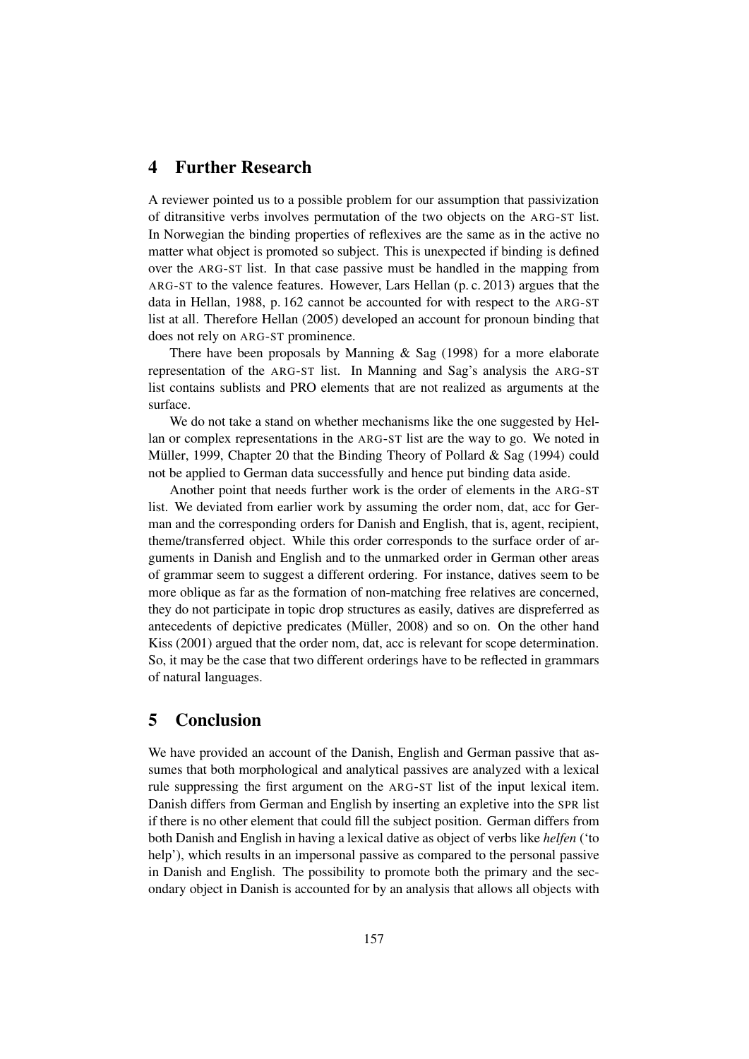## 4 Further Research

A reviewer pointed us to a possible problem for our assumption that passivization of ditransitive verbs involves permutation of the two objects on the ARG-ST list. In Norwegian the binding properties of reflexives are the same as in the active no matter what object is promoted so subject. This is unexpected if binding is defined over the ARG-ST list. In that case passive must be handled in the mapping from ARG-ST to the valence features. However, Lars Hellan (p. c. 2013) argues that the data in Hellan, 1988, p. 162 cannot be accounted for with respect to the ARG-ST list at all. Therefore Hellan (2005) developed an account for pronoun binding that does not rely on ARG-ST prominence.

There have been proposals by Manning & Sag (1998) for a more elaborate representation of the ARG-ST list. In Manning and Sag's analysis the ARG-ST list contains sublists and PRO elements that are not realized as arguments at the surface.

We do not take a stand on whether mechanisms like the one suggested by Hellan or complex representations in the ARG-ST list are the way to go. We noted in Müller, 1999, Chapter 20 that the Binding Theory of Pollard & Sag (1994) could not be applied to German data successfully and hence put binding data aside.

Another point that needs further work is the order of elements in the ARG-ST list. We deviated from earlier work by assuming the order nom, dat, acc for German and the corresponding orders for Danish and English, that is, agent, recipient, theme/transferred object. While this order corresponds to the surface order of arguments in Danish and English and to the unmarked order in German other areas of grammar seem to suggest a different ordering. For instance, datives seem to be more oblique as far as the formation of non-matching free relatives are concerned, they do not participate in topic drop structures as easily, datives are dispreferred as antecedents of depictive predicates (Müller, 2008) and so on. On the other hand Kiss (2001) argued that the order nom, dat, acc is relevant for scope determination. So, it may be the case that two different orderings have to be reflected in grammars of natural languages.

## 5 Conclusion

We have provided an account of the Danish, English and German passive that assumes that both morphological and analytical passives are analyzed with a lexical rule suppressing the first argument on the ARG-ST list of the input lexical item. Danish differs from German and English by inserting an expletive into the SPR list if there is no other element that could fill the subject position. German differs from both Danish and English in having a lexical dative as object of verbs like *helfen* ('to help'), which results in an impersonal passive as compared to the personal passive in Danish and English. The possibility to promote both the primary and the secondary object in Danish is accounted for by an analysis that allows all objects with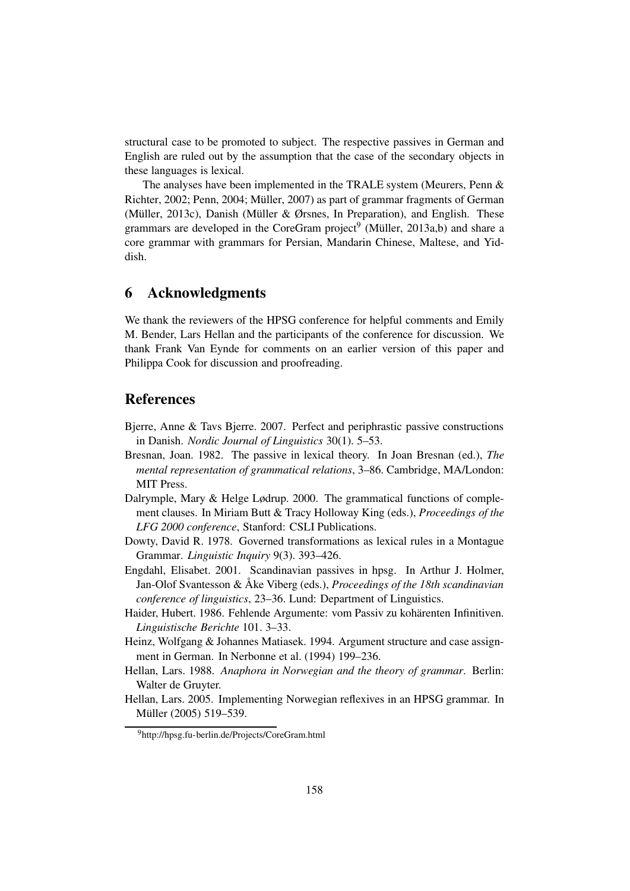structural case to be promoted to subject. The respective passives in German and English are ruled out by the assumption that the case of the secondary objects in these languages is lexical.

The analyses have been implemented in the TRALE system (Meurers, Penn & Richter, 2002; Penn, 2004; Müller, 2007) as part of grammar fragments of German (Müller, 2013c), Danish (Müller & Ørsnes, In Preparation), and English. These grammars are developed in the CoreGram project[9] (Müller, 2013a,b) and share a core grammar with grammars for Persian, Mandarin Chinese, Maltese, and Yiddish.

## 6 Acknowledgments

We thank the reviewers of the HPSG conference for helpful comments and Emily M. Bender, Lars Hellan and the participants of the conference for discussion. We thank Frank Van Eynde for comments on an earlier version of this paper and Philippa Cook for discussion and proofreading.

## References

Bjerre, Anne & Tavs Bjerre. 2007. Perfect and periphrastic passive constructions in Danish. *Nordic Journal of Linguistics* 30(1). 5–53.

Bresnan, Joan. 1982. The passive in lexical theory. In Joan Bresnan (ed.), *The mental representation of grammatical relations*, 3–86. Cambridge, MA/London: MIT Press.

Dalrymple, Mary & Helge Lødrup. 2000. The grammatical functions of complement clauses. In Miriam Butt & Tracy Holloway King (eds.), *Proceedings of the LFG 2000 conference*, Stanford: CSLI Publications.

Dowty, David R. 1978. Governed transformations as lexical rules in a Montague Grammar. *Linguistic Inquiry* 9(3). 393–426.

Engdahl, Elisabet. 2001. Scandinavian passives in hpsg. In Arthur J. Holmer, Jan-Olof Svantesson & Åke Viberg (eds.), *Proceedings of the 18th scandinavian conference of linguistics*, 23–36. Lund: Department of Linguistics.

Haider, Hubert. 1986. Fehlende Argumente: vom Passiv zu kohärenten Infinitiven. *Linguistische Berichte* 101. 3–33.

Heinz, Wolfgang & Johannes Matiasek. 1994. Argument structure and case assignment in German. In Nerbonne et al. (1994) 199–236.

Hellan, Lars. 1988. *Anaphora in Norwegian and the theory of grammar*. Berlin: Walter de Gruyter.

Hellan, Lars. 2005. Implementing Norwegian reflexives in an HPSG grammar. In Müller (2005) 519–539.

[9] http://hpsg.fu-berlin.de/Projects/CoreGram.html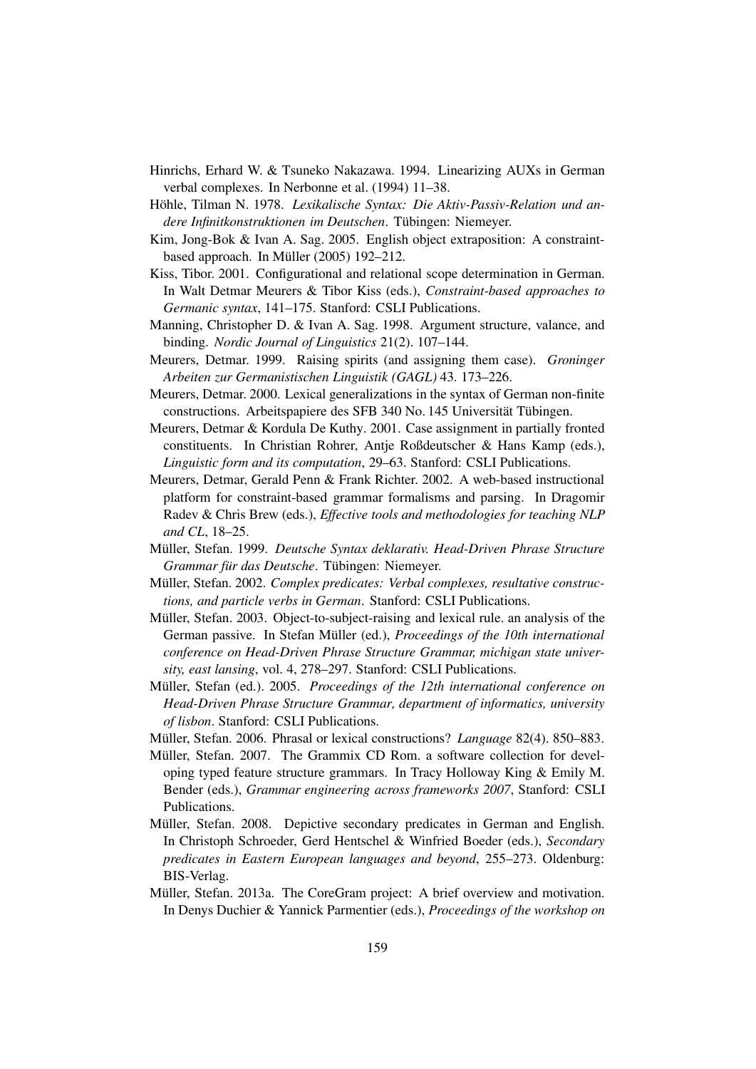Hinrichs, Erhard W. & Tsuneko Nakazawa. 1994. Linearizing AUXs in German verbal complexes. In Nerbonne et al. (1994) 11–38.

Höhle, Tilman N. 1978. *Lexikalische Syntax: Die Aktiv-Passiv-Relation und andere Infinitkonstruktionen im Deutschen*. Tübingen: Niemeyer.

Kim, Jong-Bok & Ivan A. Sag. 2005. English object extraposition: A constraint-based approach. In Müller (2005) 192–212.

Kiss, Tibor. 2001. Configurational and relational scope determination in German. In Walt Detmar Meurers & Tibor Kiss (eds.), *Constraint-based approaches to Germanic syntax*, 141–175. Stanford: CSLI Publications.

Manning, Christopher D. & Ivan A. Sag. 1998. Argument structure, valance, and binding. *Nordic Journal of Linguistics* 21(2). 107–144.

Meurers, Detmar. 1999. Raising spirits (and assigning them case). *Groninger Arbeiten zur Germanistischen Linguistik (GAGL)* 43. 173–226.

Meurers, Detmar. 2000. Lexical generalizations in the syntax of German non-finite constructions. Arbeitspapiere des SFB 340 No. 145 Universität Tübingen.

Meurers, Detmar & Kordula De Kuthy. 2001. Case assignment in partially fronted constituents. In Christian Rohrer, Antje Roßdeutscher & Hans Kamp (eds.), *Linguistic form and its computation*, 29–63. Stanford: CSLI Publications.

Meurers, Detmar, Gerald Penn & Frank Richter. 2002. A web-based instructional platform for constraint-based grammar formalisms and parsing. In Dragomir Radev & Chris Brew (eds.), *Effective tools and methodologies for teaching NLP and CL*, 18–25.

Müller, Stefan. 1999. *Deutsche Syntax deklarativ. Head-Driven Phrase Structure Grammar für das Deutsche*. Tübingen: Niemeyer.

Müller, Stefan. 2002. *Complex predicates: Verbal complexes, resultative constructions, and particle verbs in German*. Stanford: CSLI Publications.

Müller, Stefan. 2003. Object-to-subject-raising and lexical rule. an analysis of the German passive. In Stefan Müller (ed.), *Proceedings of the 10th international conference on Head-Driven Phrase Structure Grammar, michigan state university, east lansing*, vol. 4, 278–297. Stanford: CSLI Publications.

Müller, Stefan (ed.). 2005. *Proceedings of the 12th international conference on Head-Driven Phrase Structure Grammar, department of informatics, university of lisbon*. Stanford: CSLI Publications.

Müller, Stefan. 2006. Phrasal or lexical constructions? *Language* 82(4). 850–883.

Müller, Stefan. 2007. The Grammix CD Rom. a software collection for developing typed feature structure grammars. In Tracy Holloway King & Emily M. Bender (eds.), *Grammar engineering across frameworks 2007*, Stanford: CSLI Publications.

Müller, Stefan. 2008. Depictive secondary predicates in German and English. In Christoph Schroeder, Gerd Hentschel & Winfried Boeder (eds.), *Secondary predicates in Eastern European languages and beyond*, 255–273. Oldenburg: BIS-Verlag.

Müller, Stefan. 2013a. The CoreGram project: A brief overview and motivation. In Denys Duchier & Yannick Parmentier (eds.), *Proceedings of the workshop on*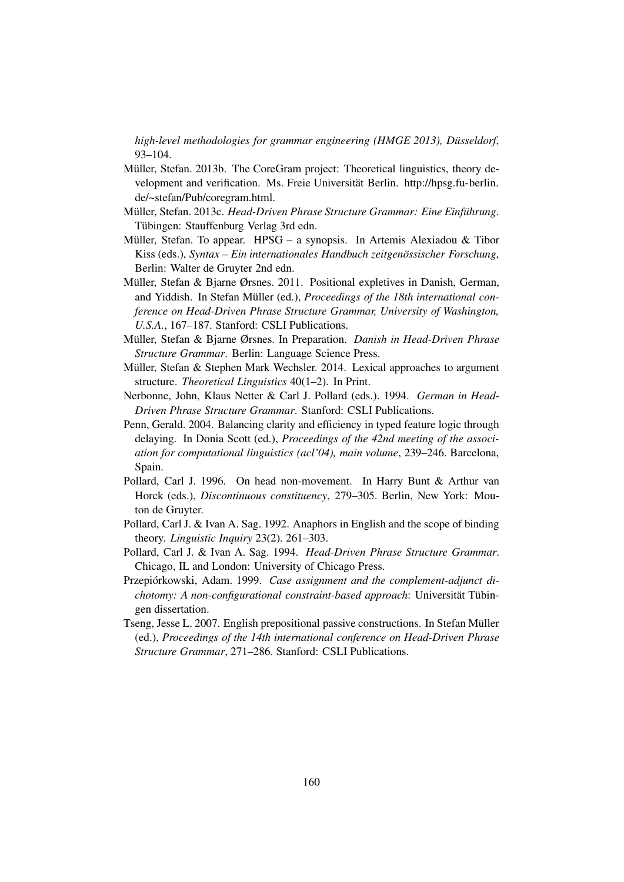*high-level methodologies for grammar engineering (HMGE 2013), Düsseldorf*, 93–104.

Müller, Stefan. 2013b. The CoreGram project: Theoretical linguistics, theory development and verification. Ms. Freie Universität Berlin. http://hpsg.fu-berlin.de/~stefan/Pub/coregram.html.

Müller, Stefan. 2013c. *Head-Driven Phrase Structure Grammar: Eine Einführung*. Tübingen: Stauffenburg Verlag 3rd edn.

Müller, Stefan. To appear. HPSG – a synopsis. In Artemis Alexiadou & Tibor Kiss (eds.), *Syntax – Ein internationales Handbuch zeitgenössischer Forschung*, Berlin: Walter de Gruyter 2nd edn.

Müller, Stefan & Bjarne Ørsnes. 2011. Positional expletives in Danish, German, and Yiddish. In Stefan Müller (ed.), *Proceedings of the 18th international conference on Head-Driven Phrase Structure Grammar, University of Washington, U.S.A.*, 167–187. Stanford: CSLI Publications.

Müller, Stefan & Bjarne Ørsnes. In Preparation. *Danish in Head-Driven Phrase Structure Grammar*. Berlin: Language Science Press.

Müller, Stefan & Stephen Mark Wechsler. 2014. Lexical approaches to argument structure. *Theoretical Linguistics* 40(1–2). In Print.

Nerbonne, John, Klaus Netter & Carl J. Pollard (eds.). 1994. *German in Head-Driven Phrase Structure Grammar*. Stanford: CSLI Publications.

Penn, Gerald. 2004. Balancing clarity and efficiency in typed feature logic through delaying. In Donia Scott (ed.), *Proceedings of the 42nd meeting of the association for computational linguistics (acl'04), main volume*, 239–246. Barcelona, Spain.

Pollard, Carl J. 1996. On head non-movement. In Harry Bunt & Arthur van Horck (eds.), *Discontinuous constituency*, 279–305. Berlin, New York: Mouton de Gruyter.

Pollard, Carl J. & Ivan A. Sag. 1992. Anaphors in English and the scope of binding theory. *Linguistic Inquiry* 23(2). 261–303.

Pollard, Carl J. & Ivan A. Sag. 1994. *Head-Driven Phrase Structure Grammar*. Chicago, IL and London: University of Chicago Press.

Przepiórkowski, Adam. 1999. *Case assignment and the complement-adjunct dichotomy: A non-configurational constraint-based approach*: Universität Tübingen dissertation.

Tseng, Jesse L. 2007. English prepositional passive constructions. In Stefan Müller (ed.), *Proceedings of the 14th international conference on Head-Driven Phrase Structure Grammar*, 271–286. Stanford: CSLI Publications.